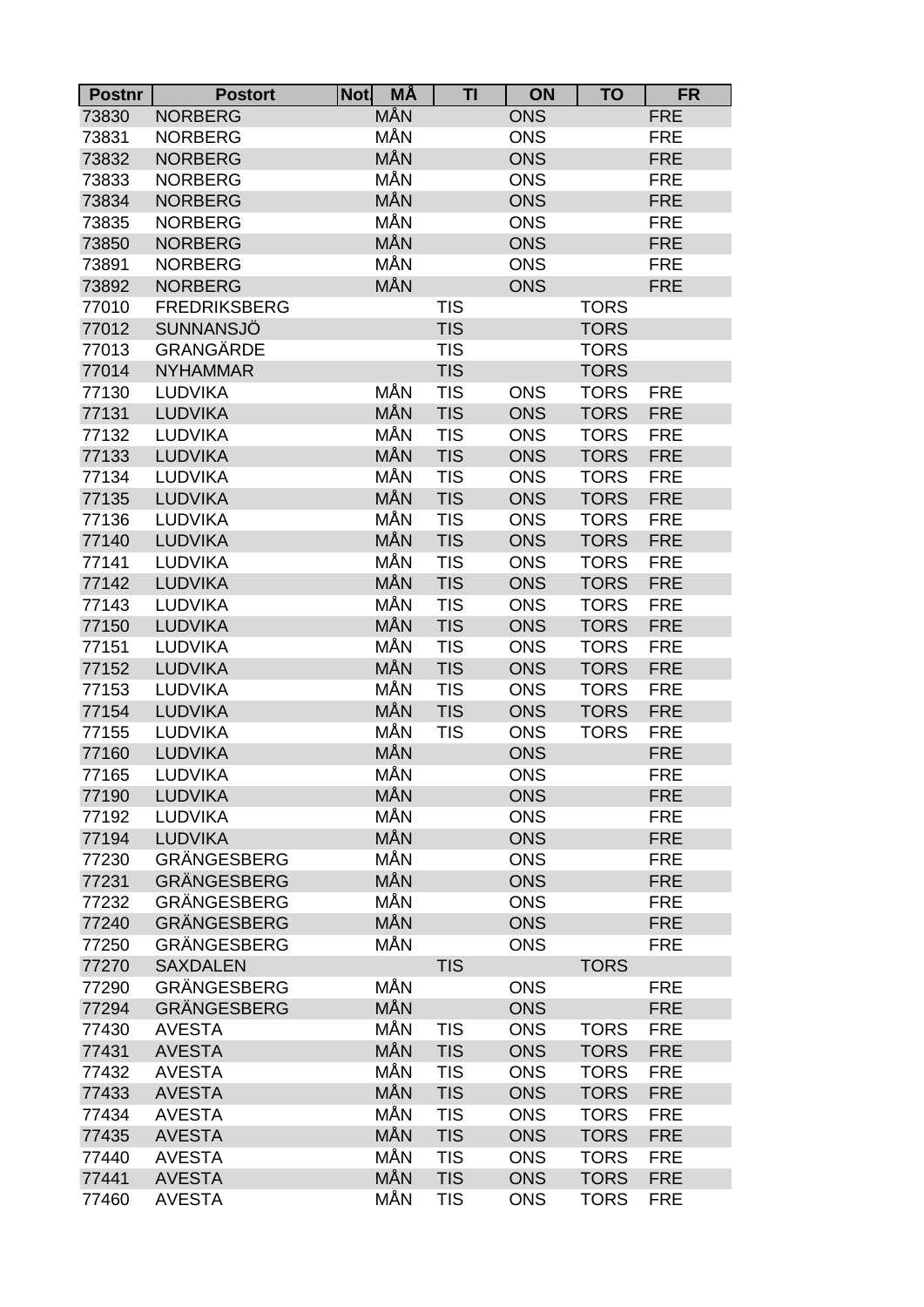| Postnr | Postort | Not | MÅ | TI | ON | TO | FR |
|---|---|---|---|---|---|---|---|
| 73830 | NORBERG | | MÅN | | ONS | | FRE |
| 73831 | NORBERG | | MÅN | | ONS | | FRE |
| 73832 | NORBERG | | MÅN | | ONS | | FRE |
| 73833 | NORBERG | | MÅN | | ONS | | FRE |
| 73834 | NORBERG | | MÅN | | ONS | | FRE |
| 73835 | NORBERG | | MÅN | | ONS | | FRE |
| 73850 | NORBERG | | MÅN | | ONS | | FRE |
| 73891 | NORBERG | | MÅN | | ONS | | FRE |
| 73892 | NORBERG | | MÅN | | ONS | | FRE |
| 77010 | FREDRIKSBERG | | | TIS | | TORS | |
| 77012 | SUNNANSJÖ | | | TIS | | TORS | |
| 77013 | GRANGÄRDE | | | TIS | | TORS | |
| 77014 | NYHAMMAR | | | TIS | | TORS | |
| 77130 | LUDVIKA | | MÅN | TIS | ONS | TORS | FRE |
| 77131 | LUDVIKA | | MÅN | TIS | ONS | TORS | FRE |
| 77132 | LUDVIKA | | MÅN | TIS | ONS | TORS | FRE |
| 77133 | LUDVIKA | | MÅN | TIS | ONS | TORS | FRE |
| 77134 | LUDVIKA | | MÅN | TIS | ONS | TORS | FRE |
| 77135 | LUDVIKA | | MÅN | TIS | ONS | TORS | FRE |
| 77136 | LUDVIKA | | MÅN | TIS | ONS | TORS | FRE |
| 77140 | LUDVIKA | | MÅN | TIS | ONS | TORS | FRE |
| 77141 | LUDVIKA | | MÅN | TIS | ONS | TORS | FRE |
| 77142 | LUDVIKA | | MÅN | TIS | ONS | TORS | FRE |
| 77143 | LUDVIKA | | MÅN | TIS | ONS | TORS | FRE |
| 77150 | LUDVIKA | | MÅN | TIS | ONS | TORS | FRE |
| 77151 | LUDVIKA | | MÅN | TIS | ONS | TORS | FRE |
| 77152 | LUDVIKA | | MÅN | TIS | ONS | TORS | FRE |
| 77153 | LUDVIKA | | MÅN | TIS | ONS | TORS | FRE |
| 77154 | LUDVIKA | | MÅN | TIS | ONS | TORS | FRE |
| 77155 | LUDVIKA | | MÅN | TIS | ONS | TORS | FRE |
| 77160 | LUDVIKA | | MÅN | | ONS | | FRE |
| 77165 | LUDVIKA | | MÅN | | ONS | | FRE |
| 77190 | LUDVIKA | | MÅN | | ONS | | FRE |
| 77192 | LUDVIKA | | MÅN | | ONS | | FRE |
| 77194 | LUDVIKA | | MÅN | | ONS | | FRE |
| 77230 | GRÄNGESBERG | | MÅN | | ONS | | FRE |
| 77231 | GRÄNGESBERG | | MÅN | | ONS | | FRE |
| 77232 | GRÄNGESBERG | | MÅN | | ONS | | FRE |
| 77240 | GRÄNGESBERG | | MÅN | | ONS | | FRE |
| 77250 | GRÄNGESBERG | | MÅN | | ONS | | FRE |
| 77270 | SAXDALEN | | | TIS | | TORS | |
| 77290 | GRÄNGESBERG | | MÅN | | ONS | | FRE |
| 77294 | GRÄNGESBERG | | MÅN | | ONS | | FRE |
| 77430 | AVESTA | | MÅN | TIS | ONS | TORS | FRE |
| 77431 | AVESTA | | MÅN | TIS | ONS | TORS | FRE |
| 77432 | AVESTA | | MÅN | TIS | ONS | TORS | FRE |
| 77433 | AVESTA | | MÅN | TIS | ONS | TORS | FRE |
| 77434 | AVESTA | | MÅN | TIS | ONS | TORS | FRE |
| 77435 | AVESTA | | MÅN | TIS | ONS | TORS | FRE |
| 77440 | AVESTA | | MÅN | TIS | ONS | TORS | FRE |
| 77441 | AVESTA | | MÅN | TIS | ONS | TORS | FRE |
| 77460 | AVESTA | | MÅN | TIS | ONS | TORS | FRE |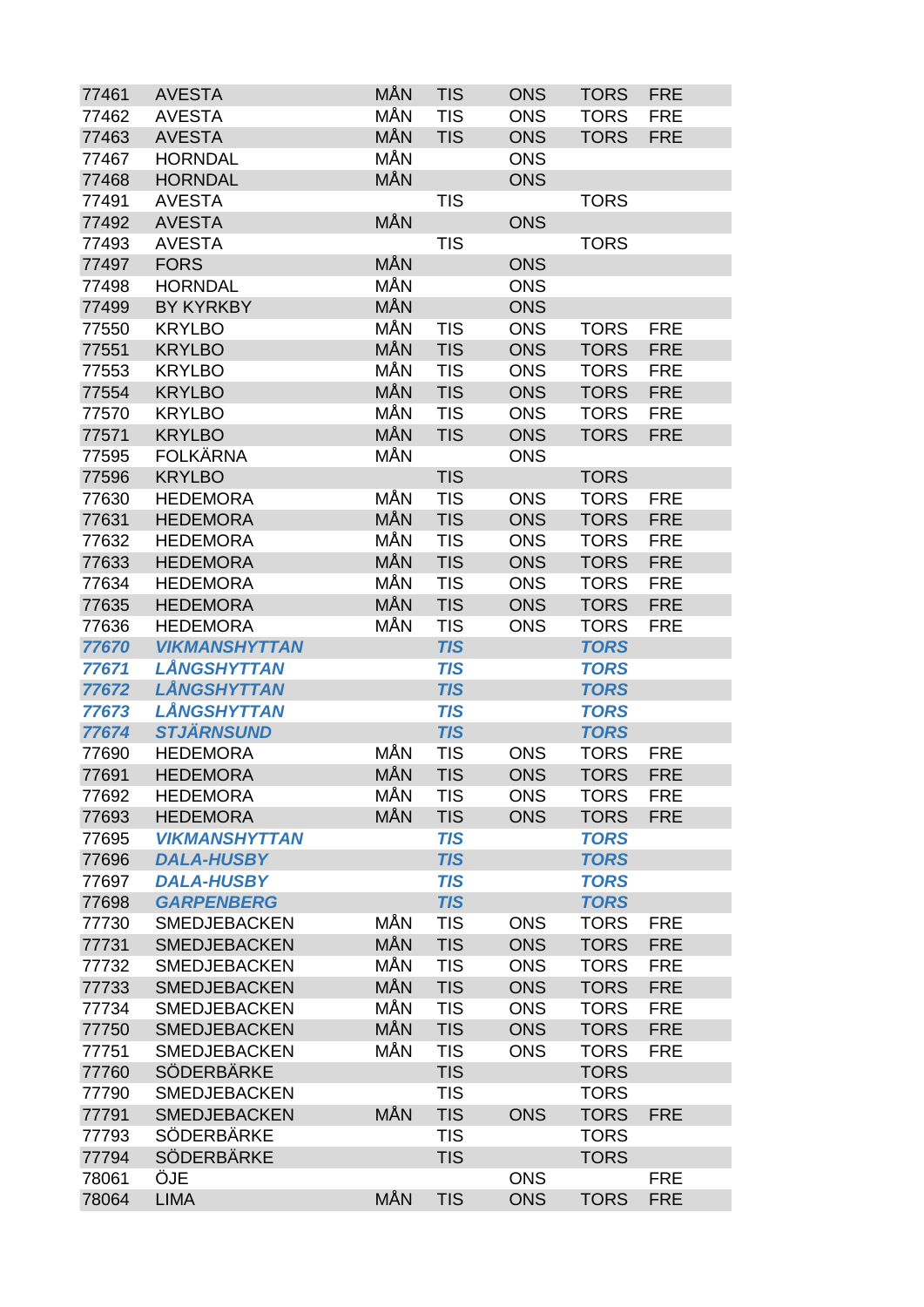| | | | | | | |
|---|---|---|---|---|---|---|
| 77461 | AVESTA | MÅN | TIS | ONS | TORS | FRE |
| 77462 | AVESTA | MÅN | TIS | ONS | TORS | FRE |
| 77463 | AVESTA | MÅN | TIS | ONS | TORS | FRE |
| 77467 | HORNDAL | MÅN | | ONS | | |
| 77468 | HORNDAL | MÅN | | ONS | | |
| 77491 | AVESTA | | TIS | | TORS | |
| 77492 | AVESTA | MÅN | | ONS | | |
| 77493 | AVESTA | | TIS | | TORS | |
| 77497 | FORS | MÅN | | ONS | | |
| 77498 | HORNDAL | MÅN | | ONS | | |
| 77499 | BY KYRKBY | MÅN | | ONS | | |
| 77550 | KRYLBO | MÅN | TIS | ONS | TORS | FRE |
| 77551 | KRYLBO | MÅN | TIS | ONS | TORS | FRE |
| 77553 | KRYLBO | MÅN | TIS | ONS | TORS | FRE |
| 77554 | KRYLBO | MÅN | TIS | ONS | TORS | FRE |
| 77570 | KRYLBO | MÅN | TIS | ONS | TORS | FRE |
| 77571 | KRYLBO | MÅN | TIS | ONS | TORS | FRE |
| 77595 | FOLKÄRNA | MÅN | | ONS | | |
| 77596 | KRYLBO | | TIS | | TORS | |
| 77630 | HEDEMORA | MÅN | TIS | ONS | TORS | FRE |
| 77631 | HEDEMORA | MÅN | TIS | ONS | TORS | FRE |
| 77632 | HEDEMORA | MÅN | TIS | ONS | TORS | FRE |
| 77633 | HEDEMORA | MÅN | TIS | ONS | TORS | FRE |
| 77634 | HEDEMORA | MÅN | TIS | ONS | TORS | FRE |
| 77635 | HEDEMORA | MÅN | TIS | ONS | TORS | FRE |
| 77636 | HEDEMORA | MÅN | TIS | ONS | TORS | FRE |
| ***77670*** | ***VIKMANSHYTTAN*** | | ***TIS*** | | ***TORS*** | |
| ***77671*** | ***LÅNGSHYTTAN*** | | ***TIS*** | | ***TORS*** | |
| ***77672*** | ***LÅNGSHYTTAN*** | | ***TIS*** | | ***TORS*** | |
| ***77673*** | ***LÅNGSHYTTAN*** | | ***TIS*** | | ***TORS*** | |
| ***77674*** | ***STJÄRNSUND*** | | ***TIS*** | | ***TORS*** | |
| 77690 | HEDEMORA | MÅN | TIS | ONS | TORS | FRE |
| 77691 | HEDEMORA | MÅN | TIS | ONS | TORS | FRE |
| 77692 | HEDEMORA | MÅN | TIS | ONS | TORS | FRE |
| 77693 | HEDEMORA | MÅN | TIS | ONS | TORS | FRE |
| 77695 | ***VIKMANSHYTTAN*** | | ***TIS*** | | ***TORS*** | |
| 77696 | ***DALA-HUSBY*** | | ***TIS*** | | ***TORS*** | |
| 77697 | ***DALA-HUSBY*** | | ***TIS*** | | ***TORS*** | |
| 77698 | ***GARPENBERG*** | | ***TIS*** | | ***TORS*** | |
| 77730 | SMEDJEBACKEN | MÅN | TIS | ONS | TORS | FRE |
| 77731 | SMEDJEBACKEN | MÅN | TIS | ONS | TORS | FRE |
| 77732 | SMEDJEBACKEN | MÅN | TIS | ONS | TORS | FRE |
| 77733 | SMEDJEBACKEN | MÅN | TIS | ONS | TORS | FRE |
| 77734 | SMEDJEBACKEN | MÅN | TIS | ONS | TORS | FRE |
| 77750 | SMEDJEBACKEN | MÅN | TIS | ONS | TORS | FRE |
| 77751 | SMEDJEBACKEN | MÅN | TIS | ONS | TORS | FRE |
| 77760 | SÖDERBÄRKE | | TIS | | TORS | |
| 77790 | SMEDJEBACKEN | | TIS | | TORS | |
| 77791 | SMEDJEBACKEN | MÅN | TIS | ONS | TORS | FRE |
| 77793 | SÖDERBÄRKE | | TIS | | TORS | |
| 77794 | SÖDERBÄRKE | | TIS | | TORS | |
| 78061 | ÖJE | | | ONS | | FRE |
| 78064 | LIMA | MÅN | TIS | ONS | TORS | FRE |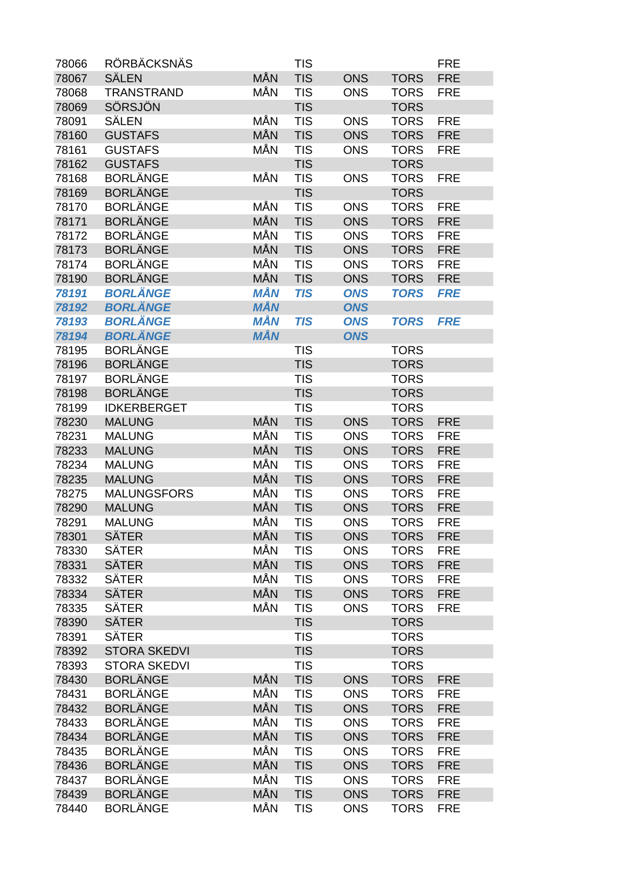| | | | | | | |
|---|---|---|---|---|---|---|
| 78066 | RÖRBÄCKSNÄS | | TIS | | | FRE |
| 78067 | SÄLEN | MÅN | TIS | ONS | TORS | FRE |
| 78068 | TRANSTRAND | MÅN | TIS | ONS | TORS | FRE |
| 78069 | SÖRSJÖN | | TIS | | TORS | |
| 78091 | SÄLEN | MÅN | TIS | ONS | TORS | FRE |
| 78160 | GUSTAFS | MÅN | TIS | ONS | TORS | FRE |
| 78161 | GUSTAFS | MÅN | TIS | ONS | TORS | FRE |
| 78162 | GUSTAFS | | TIS | | TORS | |
| 78168 | BORLÄNGE | MÅN | TIS | ONS | TORS | FRE |
| 78169 | BORLÄNGE | | TIS | | TORS | |
| 78170 | BORLÄNGE | MÅN | TIS | ONS | TORS | FRE |
| 78171 | BORLÄNGE | MÅN | TIS | ONS | TORS | FRE |
| 78172 | BORLÄNGE | MÅN | TIS | ONS | TORS | FRE |
| 78173 | BORLÄNGE | MÅN | TIS | ONS | TORS | FRE |
| 78174 | BORLÄNGE | MÅN | TIS | ONS | TORS | FRE |
| 78190 | BORLÄNGE | MÅN | TIS | ONS | TORS | FRE |
| ***78191*** | ***BORLÄNGE*** | ***MÅN*** | ***TIS*** | ***ONS*** | ***TORS*** | ***FRE*** |
| ***78192*** | ***BORLÄNGE*** | ***MÅN*** | | ***ONS*** | | |
| ***78193*** | ***BORLÄNGE*** | ***MÅN*** | ***TIS*** | ***ONS*** | ***TORS*** | ***FRE*** |
| ***78194*** | ***BORLÄNGE*** | ***MÅN*** | | ***ONS*** | | |
| 78195 | BORLÄNGE | | TIS | | TORS | |
| 78196 | BORLÄNGE | | TIS | | TORS | |
| 78197 | BORLÄNGE | | TIS | | TORS | |
| 78198 | BORLÄNGE | | TIS | | TORS | |
| 78199 | IDKERBERGET | | TIS | | TORS | |
| 78230 | MALUNG | MÅN | TIS | ONS | TORS | FRE |
| 78231 | MALUNG | MÅN | TIS | ONS | TORS | FRE |
| 78233 | MALUNG | MÅN | TIS | ONS | TORS | FRE |
| 78234 | MALUNG | MÅN | TIS | ONS | TORS | FRE |
| 78235 | MALUNG | MÅN | TIS | ONS | TORS | FRE |
| 78275 | MALUNGSFORS | MÅN | TIS | ONS | TORS | FRE |
| 78290 | MALUNG | MÅN | TIS | ONS | TORS | FRE |
| 78291 | MALUNG | MÅN | TIS | ONS | TORS | FRE |
| 78301 | SÄTER | MÅN | TIS | ONS | TORS | FRE |
| 78330 | SÄTER | MÅN | TIS | ONS | TORS | FRE |
| 78331 | SÄTER | MÅN | TIS | ONS | TORS | FRE |
| 78332 | SÄTER | MÅN | TIS | ONS | TORS | FRE |
| 78334 | SÄTER | MÅN | TIS | ONS | TORS | FRE |
| 78335 | SÄTER | MÅN | TIS | ONS | TORS | FRE |
| 78390 | SÄTER | | TIS | | TORS | |
| 78391 | SÄTER | | TIS | | TORS | |
| 78392 | STORA SKEDVI | | TIS | | TORS | |
| 78393 | STORA SKEDVI | | TIS | | TORS | |
| 78430 | BORLÄNGE | MÅN | TIS | ONS | TORS | FRE |
| 78431 | BORLÄNGE | MÅN | TIS | ONS | TORS | FRE |
| 78432 | BORLÄNGE | MÅN | TIS | ONS | TORS | FRE |
| 78433 | BORLÄNGE | MÅN | TIS | ONS | TORS | FRE |
| 78434 | BORLÄNGE | MÅN | TIS | ONS | TORS | FRE |
| 78435 | BORLÄNGE | MÅN | TIS | ONS | TORS | FRE |
| 78436 | BORLÄNGE | MÅN | TIS | ONS | TORS | FRE |
| 78437 | BORLÄNGE | MÅN | TIS | ONS | TORS | FRE |
| 78439 | BORLÄNGE | MÅN | TIS | ONS | TORS | FRE |
| 78440 | BORLÄNGE | MÅN | TIS | ONS | TORS | FRE |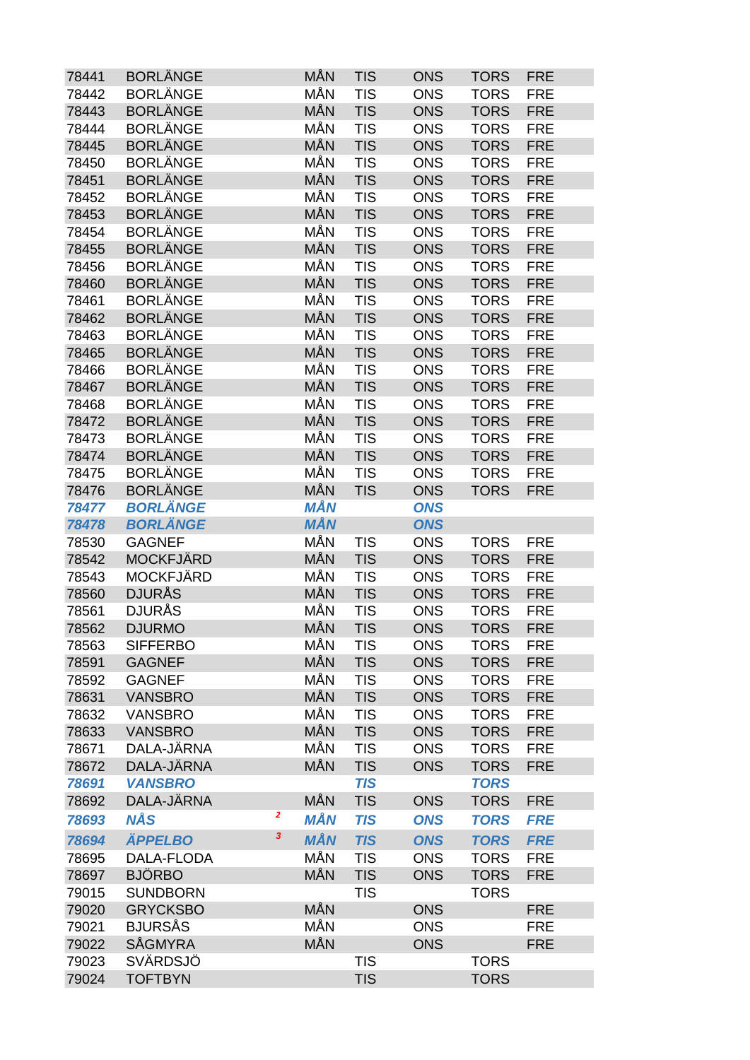| | | | | | | | |
|---|---|---|---|---|---|---|---|
| 78441 | BORLÄNGE | | MÅN | TIS | ONS | TORS | FRE |
| 78442 | BORLÄNGE | | MÅN | TIS | ONS | TORS | FRE |
| 78443 | BORLÄNGE | | MÅN | TIS | ONS | TORS | FRE |
| 78444 | BORLÄNGE | | MÅN | TIS | ONS | TORS | FRE |
| 78445 | BORLÄNGE | | MÅN | TIS | ONS | TORS | FRE |
| 78450 | BORLÄNGE | | MÅN | TIS | ONS | TORS | FRE |
| 78451 | BORLÄNGE | | MÅN | TIS | ONS | TORS | FRE |
| 78452 | BORLÄNGE | | MÅN | TIS | ONS | TORS | FRE |
| 78453 | BORLÄNGE | | MÅN | TIS | ONS | TORS | FRE |
| 78454 | BORLÄNGE | | MÅN | TIS | ONS | TORS | FRE |
| 78455 | BORLÄNGE | | MÅN | TIS | ONS | TORS | FRE |
| 78456 | BORLÄNGE | | MÅN | TIS | ONS | TORS | FRE |
| 78460 | BORLÄNGE | | MÅN | TIS | ONS | TORS | FRE |
| 78461 | BORLÄNGE | | MÅN | TIS | ONS | TORS | FRE |
| 78462 | BORLÄNGE | | MÅN | TIS | ONS | TORS | FRE |
| 78463 | BORLÄNGE | | MÅN | TIS | ONS | TORS | FRE |
| 78465 | BORLÄNGE | | MÅN | TIS | ONS | TORS | FRE |
| 78466 | BORLÄNGE | | MÅN | TIS | ONS | TORS | FRE |
| 78467 | BORLÄNGE | | MÅN | TIS | ONS | TORS | FRE |
| 78468 | BORLÄNGE | | MÅN | TIS | ONS | TORS | FRE |
| 78472 | BORLÄNGE | | MÅN | TIS | ONS | TORS | FRE |
| 78473 | BORLÄNGE | | MÅN | TIS | ONS | TORS | FRE |
| 78474 | BORLÄNGE | | MÅN | TIS | ONS | TORS | FRE |
| 78475 | BORLÄNGE | | MÅN | TIS | ONS | TORS | FRE |
| 78476 | BORLÄNGE | | MÅN | TIS | ONS | TORS | FRE |
| ***78477*** | ***BORLÄNGE*** | | ***MÅN*** | | ***ONS*** | | |
| ***78478*** | ***BORLÄNGE*** | | ***MÅN*** | | ***ONS*** | | |
| 78530 | GAGNEF | | MÅN | TIS | ONS | TORS | FRE |
| 78542 | MOCKFJÄRD | | MÅN | TIS | ONS | TORS | FRE |
| 78543 | MOCKFJÄRD | | MÅN | TIS | ONS | TORS | FRE |
| 78560 | DJURÅS | | MÅN | TIS | ONS | TORS | FRE |
| 78561 | DJURÅS | | MÅN | TIS | ONS | TORS | FRE |
| 78562 | DJURMO | | MÅN | TIS | ONS | TORS | FRE |
| 78563 | SIFFERBO | | MÅN | TIS | ONS | TORS | FRE |
| 78591 | GAGNEF | | MÅN | TIS | ONS | TORS | FRE |
| 78592 | GAGNEF | | MÅN | TIS | ONS | TORS | FRE |
| 78631 | VANSBRO | | MÅN | TIS | ONS | TORS | FRE |
| 78632 | VANSBRO | | MÅN | TIS | ONS | TORS | FRE |
| 78633 | VANSBRO | | MÅN | TIS | ONS | TORS | FRE |
| 78671 | DALA-JÄRNA | | MÅN | TIS | ONS | TORS | FRE |
| 78672 | DALA-JÄRNA | | MÅN | TIS | ONS | TORS | FRE |
| ***78691*** | ***VANSBRO*** | | | ***TIS*** | | ***TORS*** | |
| 78692 | DALA-JÄRNA | | MÅN | TIS | ONS | TORS | FRE |
| ***78693*** | ***NÅS*** | [2] | ***MÅN*** | ***TIS*** | ***ONS*** | ***TORS*** | ***FRE*** |
| ***78694*** | ***ÄPPELBO*** | [3] | ***MÅN*** | ***TIS*** | ***ONS*** | ***TORS*** | ***FRE*** |
| 78695 | DALA-FLODA | | MÅN | TIS | ONS | TORS | FRE |
| 78697 | BJÖRBO | | MÅN | TIS | ONS | TORS | FRE |
| 79015 | SUNDBORN | | | TIS | | TORS | |
| 79020 | GRYCKSBO | | MÅN | | ONS | | FRE |
| 79021 | BJURSÅS | | MÅN | | ONS | | FRE |
| 79022 | SÅGMYRA | | MÅN | | ONS | | FRE |
| 79023 | SVÄRDSJÖ | | | TIS | | TORS | |
| 79024 | TOFTBYN | | | TIS | | TORS | |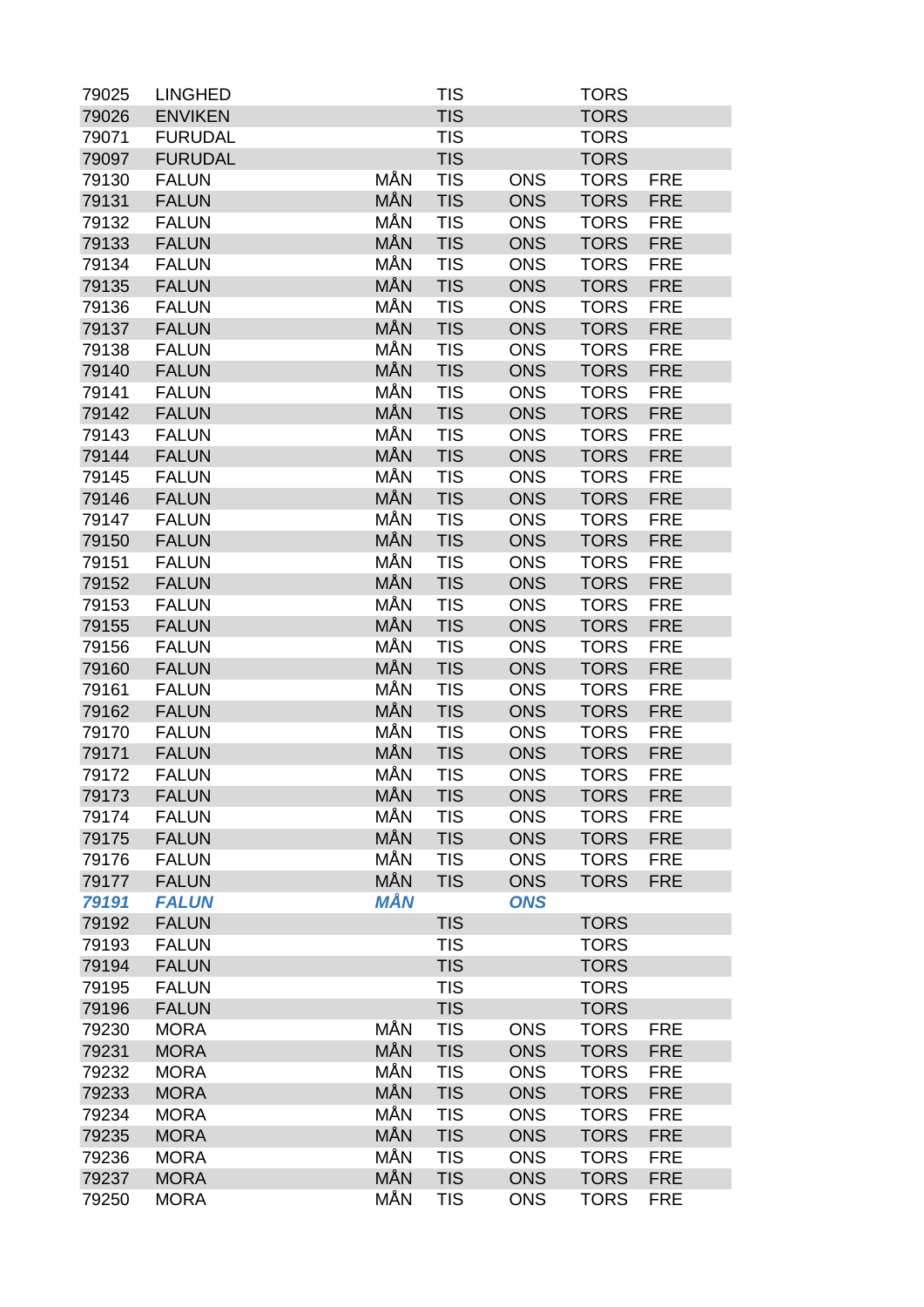| | | | | | | |
|---|---|---|---|---|---|---|
| 79025 | LINGHED | | TIS | | TORS | |
| 79026 | ENVIKEN | | TIS | | TORS | |
| 79071 | FURUDAL | | TIS | | TORS | |
| 79097 | FURUDAL | | TIS | | TORS | |
| 79130 | FALUN | MÅN | TIS | ONS | TORS | FRE |
| 79131 | FALUN | MÅN | TIS | ONS | TORS | FRE |
| 79132 | FALUN | MÅN | TIS | ONS | TORS | FRE |
| 79133 | FALUN | MÅN | TIS | ONS | TORS | FRE |
| 79134 | FALUN | MÅN | TIS | ONS | TORS | FRE |
| 79135 | FALUN | MÅN | TIS | ONS | TORS | FRE |
| 79136 | FALUN | MÅN | TIS | ONS | TORS | FRE |
| 79137 | FALUN | MÅN | TIS | ONS | TORS | FRE |
| 79138 | FALUN | MÅN | TIS | ONS | TORS | FRE |
| 79140 | FALUN | MÅN | TIS | ONS | TORS | FRE |
| 79141 | FALUN | MÅN | TIS | ONS | TORS | FRE |
| 79142 | FALUN | MÅN | TIS | ONS | TORS | FRE |
| 79143 | FALUN | MÅN | TIS | ONS | TORS | FRE |
| 79144 | FALUN | MÅN | TIS | ONS | TORS | FRE |
| 79145 | FALUN | MÅN | TIS | ONS | TORS | FRE |
| 79146 | FALUN | MÅN | TIS | ONS | TORS | FRE |
| 79147 | FALUN | MÅN | TIS | ONS | TORS | FRE |
| 79150 | FALUN | MÅN | TIS | ONS | TORS | FRE |
| 79151 | FALUN | MÅN | TIS | ONS | TORS | FRE |
| 79152 | FALUN | MÅN | TIS | ONS | TORS | FRE |
| 79153 | FALUN | MÅN | TIS | ONS | TORS | FRE |
| 79155 | FALUN | MÅN | TIS | ONS | TORS | FRE |
| 79156 | FALUN | MÅN | TIS | ONS | TORS | FRE |
| 79160 | FALUN | MÅN | TIS | ONS | TORS | FRE |
| 79161 | FALUN | MÅN | TIS | ONS | TORS | FRE |
| 79162 | FALUN | MÅN | TIS | ONS | TORS | FRE |
| 79170 | FALUN | MÅN | TIS | ONS | TORS | FRE |
| 79171 | FALUN | MÅN | TIS | ONS | TORS | FRE |
| 79172 | FALUN | MÅN | TIS | ONS | TORS | FRE |
| 79173 | FALUN | MÅN | TIS | ONS | TORS | FRE |
| 79174 | FALUN | MÅN | TIS | ONS | TORS | FRE |
| 79175 | FALUN | MÅN | TIS | ONS | TORS | FRE |
| 79176 | FALUN | MÅN | TIS | ONS | TORS | FRE |
| 79177 | FALUN | MÅN | TIS | ONS | TORS | FRE |
| ***79191*** | ***FALUN*** | ***MÅN*** | | ***ONS*** | | |
| 79192 | FALUN | | TIS | | TORS | |
| 79193 | FALUN | | TIS | | TORS | |
| 79194 | FALUN | | TIS | | TORS | |
| 79195 | FALUN | | TIS | | TORS | |
| 79196 | FALUN | | TIS | | TORS | |
| 79230 | MORA | MÅN | TIS | ONS | TORS | FRE |
| 79231 | MORA | MÅN | TIS | ONS | TORS | FRE |
| 79232 | MORA | MÅN | TIS | ONS | TORS | FRE |
| 79233 | MORA | MÅN | TIS | ONS | TORS | FRE |
| 79234 | MORA | MÅN | TIS | ONS | TORS | FRE |
| 79235 | MORA | MÅN | TIS | ONS | TORS | FRE |
| 79236 | MORA | MÅN | TIS | ONS | TORS | FRE |
| 79237 | MORA | MÅN | TIS | ONS | TORS | FRE |
| 79250 | MORA | MÅN | TIS | ONS | TORS | FRE |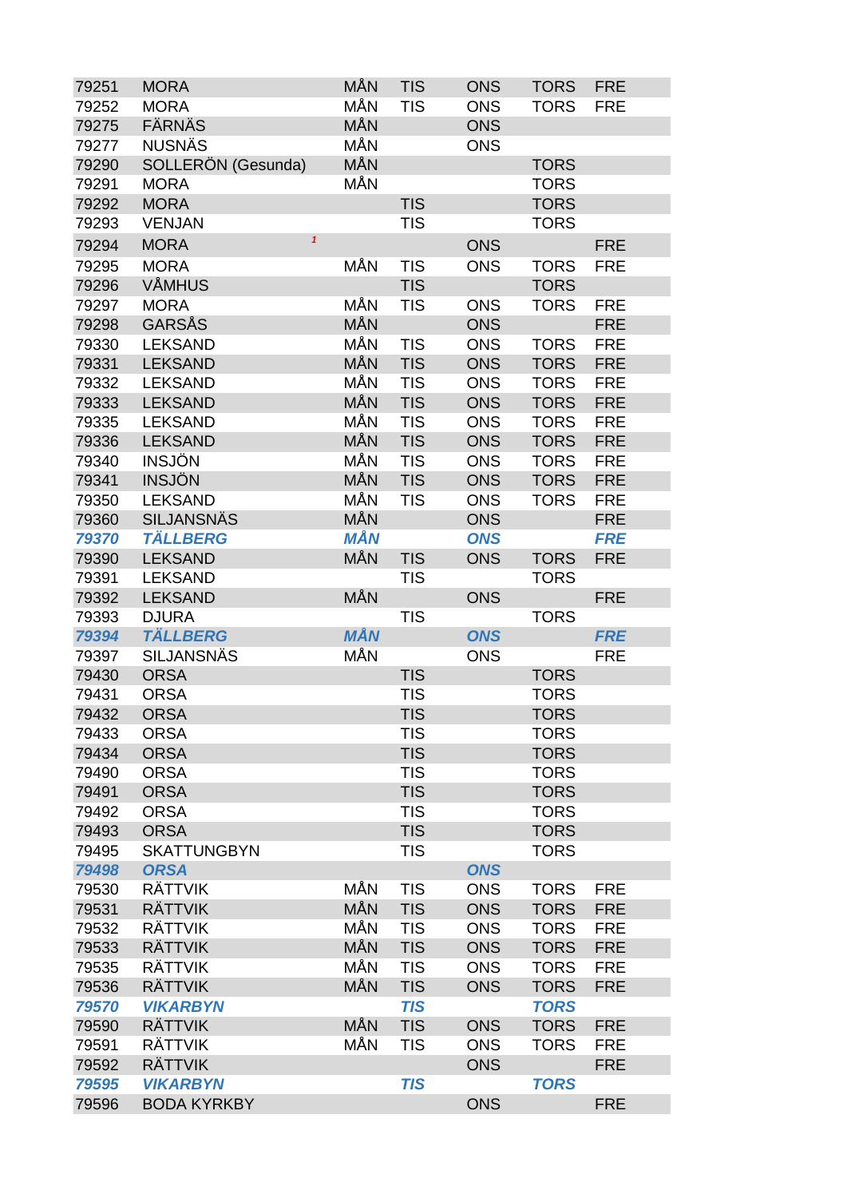| | | | | | | |
|---|---|---|---|---|---|---|
| 79251 | MORA | MÅN | TIS | ONS | TORS | FRE |
| 79252 | MORA | MÅN | TIS | ONS | TORS | FRE |
| 79275 | FÄRNÄS | MÅN | | ONS | | |
| 79277 | NUSNÄS | MÅN | | ONS | | |
| 79290 | SOLLERÖN (Gesunda) | MÅN | | | TORS | |
| 79291 | MORA | MÅN | | | TORS | |
| 79292 | MORA | | TIS | | TORS | |
| 79293 | VENJAN | | TIS | | TORS | |
| 79294 | MORA [1] | | | ONS | | FRE |
| 79295 | MORA | MÅN | TIS | ONS | TORS | FRE |
| 79296 | VÅMHUS | | TIS | | TORS | |
| 79297 | MORA | MÅN | TIS | ONS | TORS | FRE |
| 79298 | GARSÅS | MÅN | | ONS | | FRE |
| 79330 | LEKSAND | MÅN | TIS | ONS | TORS | FRE |
| 79331 | LEKSAND | MÅN | TIS | ONS | TORS | FRE |
| 79332 | LEKSAND | MÅN | TIS | ONS | TORS | FRE |
| 79333 | LEKSAND | MÅN | TIS | ONS | TORS | FRE |
| 79335 | LEKSAND | MÅN | TIS | ONS | TORS | FRE |
| 79336 | LEKSAND | MÅN | TIS | ONS | TORS | FRE |
| 79340 | INSJÖN | MÅN | TIS | ONS | TORS | FRE |
| 79341 | INSJÖN | MÅN | TIS | ONS | TORS | FRE |
| 79350 | LEKSAND | MÅN | TIS | ONS | TORS | FRE |
| 79360 | SILJANSNÄS | MÅN | | ONS | | FRE |
| ***79370*** | ***TÄLLBERG*** | ***MÅN*** | | ***ONS*** | | ***FRE*** |
| 79390 | LEKSAND | MÅN | TIS | ONS | TORS | FRE |
| 79391 | LEKSAND | | TIS | | TORS | |
| 79392 | LEKSAND | MÅN | | ONS | | FRE |
| 79393 | DJURA | | TIS | | TORS | |
| ***79394*** | ***TÄLLBERG*** | ***MÅN*** | | ***ONS*** | | ***FRE*** |
| 79397 | SILJANSNÄS | MÅN | | ONS | | FRE |
| 79430 | ORSA | | TIS | | TORS | |
| 79431 | ORSA | | TIS | | TORS | |
| 79432 | ORSA | | TIS | | TORS | |
| 79433 | ORSA | | TIS | | TORS | |
| 79434 | ORSA | | TIS | | TORS | |
| 79490 | ORSA | | TIS | | TORS | |
| 79491 | ORSA | | TIS | | TORS | |
| 79492 | ORSA | | TIS | | TORS | |
| 79493 | ORSA | | TIS | | TORS | |
| 79495 | SKATTUNGBYN | | TIS | | TORS | |
| ***79498*** | ***ORSA*** | | | ***ONS*** | | |
| 79530 | RÄTTVIK | MÅN | TIS | ONS | TORS | FRE |
| 79531 | RÄTTVIK | MÅN | TIS | ONS | TORS | FRE |
| 79532 | RÄTTVIK | MÅN | TIS | ONS | TORS | FRE |
| 79533 | RÄTTVIK | MÅN | TIS | ONS | TORS | FRE |
| 79535 | RÄTTVIK | MÅN | TIS | ONS | TORS | FRE |
| 79536 | RÄTTVIK | MÅN | TIS | ONS | TORS | FRE |
| ***79570*** | ***VIKARBYN*** | | ***TIS*** | | ***TORS*** | |
| 79590 | RÄTTVIK | MÅN | TIS | ONS | TORS | FRE |
| 79591 | RÄTTVIK | MÅN | TIS | ONS | TORS | FRE |
| 79592 | RÄTTVIK | | | ONS | | FRE |
| ***79595*** | ***VIKARBYN*** | | ***TIS*** | | ***TORS*** | |
| 79596 | BODA KYRKBY | | | ONS | | FRE |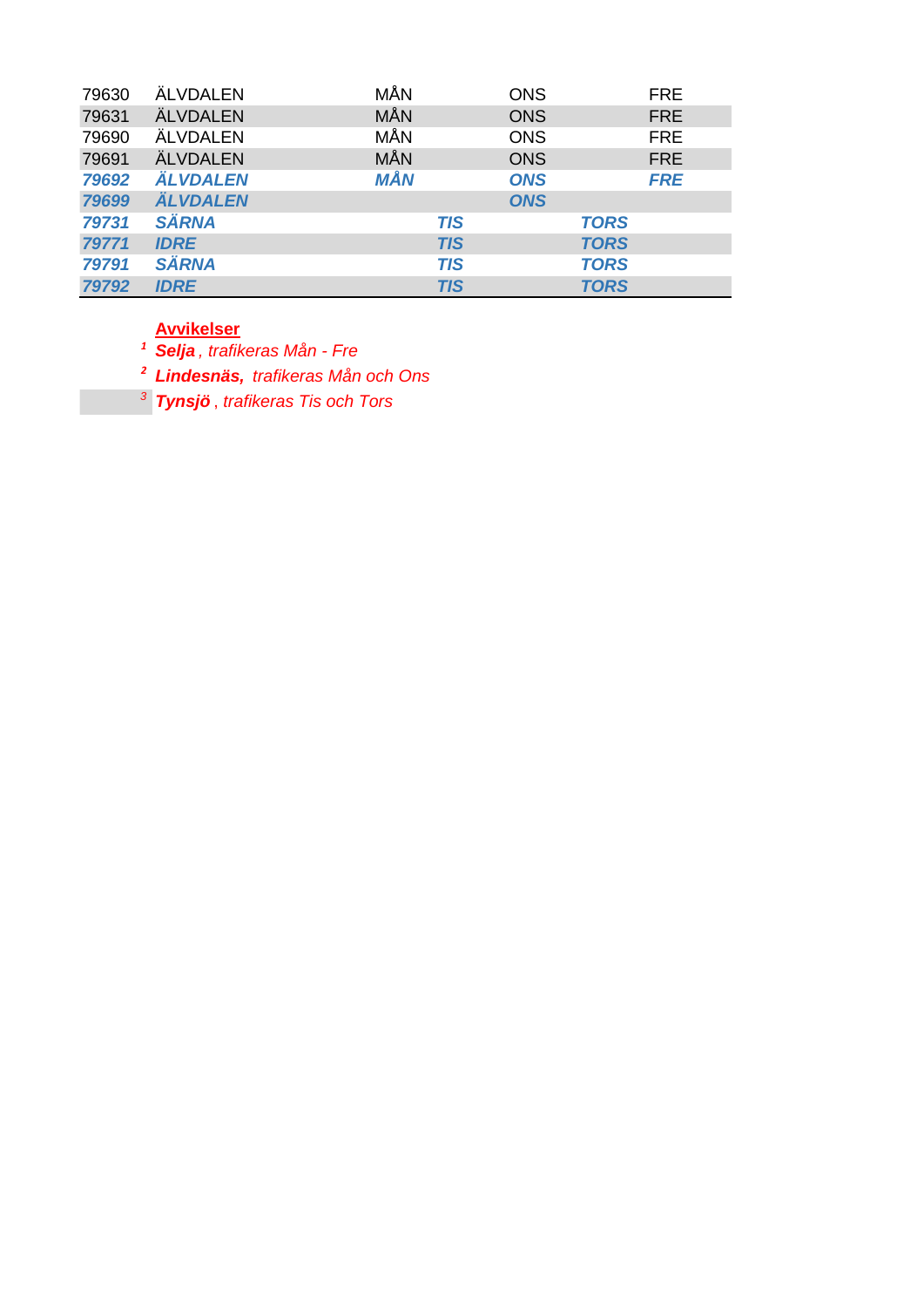| | | | | | | |
|---|---|---|---|---|---|---|
| 79630 | ÄLVDALEN | MÅN | | ONS | | FRE |
| 79631 | ÄLVDALEN | MÅN | | ONS | | FRE |
| 79690 | ÄLVDALEN | MÅN | | ONS | | FRE |
| 79691 | ÄLVDALEN | MÅN | | ONS | | FRE |
| ***79692*** | ***ÄLVDALEN*** | ***MÅN*** | | ***ONS*** | | ***FRE*** |
| ***79699*** | ***ÄLVDALEN*** | | | ***ONS*** | | |
| ***79731*** | ***SÄRNA*** | | ***TIS*** | | ***TORS*** | |
| ***79771*** | ***IDRE*** | | ***TIS*** | | ***TORS*** | |
| ***79791*** | ***SÄRNA*** | | ***TIS*** | | ***TORS*** | |
| ***79792*** | ***IDRE*** | | ***TIS*** | | ***TORS*** | |

**Avvikelser**

[1] ***Selja***, *trafikeras Mån - Fre*

[2] ***Lindesnäs,*** *trafikeras Mån och Ons*

[3] ***Tynsjö***, *trafikeras Tis och Tors*